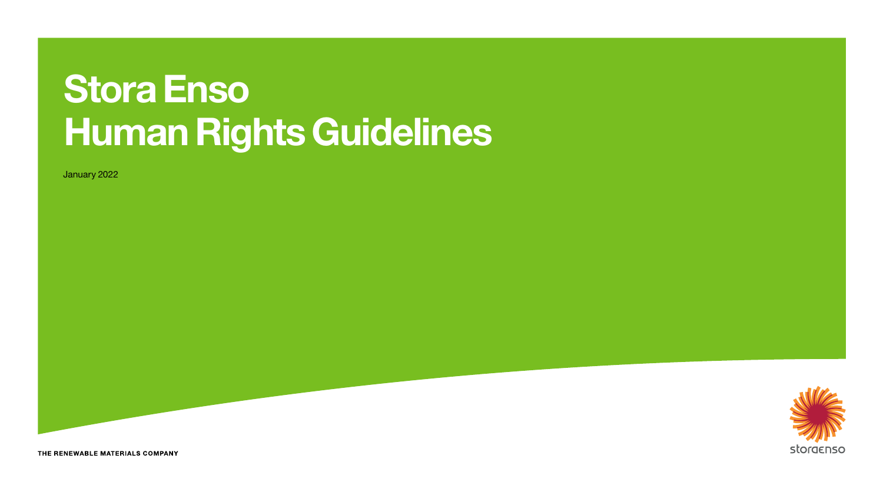# Stora Enso Human Rights Guidelines

January 2022

THE RENEWABLE MATERIALS COMPANY

storaenso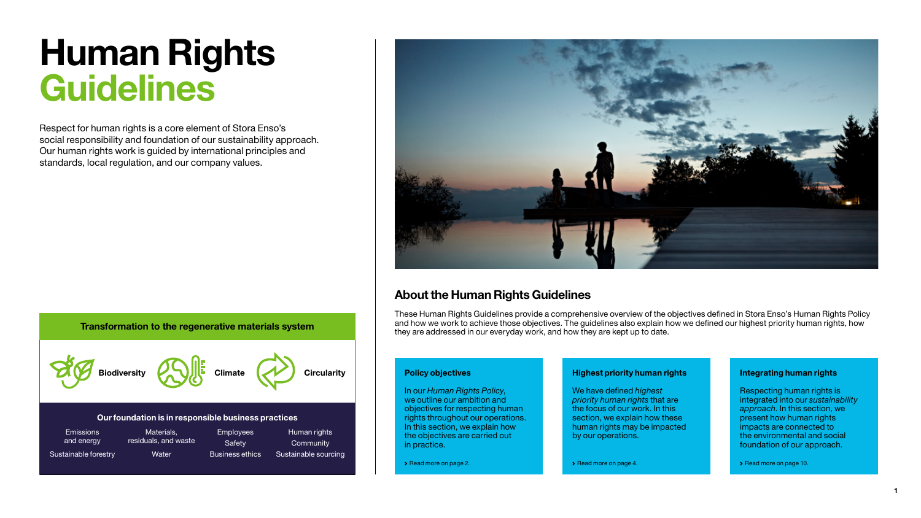# Human Rights Guidelines

Respect for human rights is a core element of Stora Enso's social responsibility and foundation of our sustainability approach. Our human rights work is guided by international principles and standards, local regulation, and our company values.

**Transformation to the regenerative materials system**

**Biodiversity** **Climate** **Circularity**

**Our foundation is in responsible business practices**

| | | | |
|---|---|---|---|
| Emissions and energy | Materials, residuals, and waste | Employees | Human rights |
| | | Safety | Community |
| Sustainable forestry | Water | Business ethics | Sustainable sourcing |

## About the Human Rights Guidelines

These Human Rights Guidelines provide a comprehensive overview of the objectives defined in Stora Enso's Human Rights Policy and how we work to achieve those objectives. The guidelines also explain how we defined our highest priority human rights, how they are addressed in our everyday work, and how they are kept up to date.

### Policy objectives

In our *Human Rights Policy*, we outline our ambition and objectives for respecting human rights throughout our operations. In this section, we explain how the objectives are carried out in practice.

› Read more on page 2.

### Highest priority human rights

We have defined *highest priority human rights* that are the focus of our work. In this section, we explain how these human rights may be impacted by our operations.

› Read more on page 4.

### Integrating human rights

Respecting human rights is integrated into our *sustainability approach*. In this section, we present how human rights impacts are connected to the environmental and social foundation of our approach.

› Read more on page 10.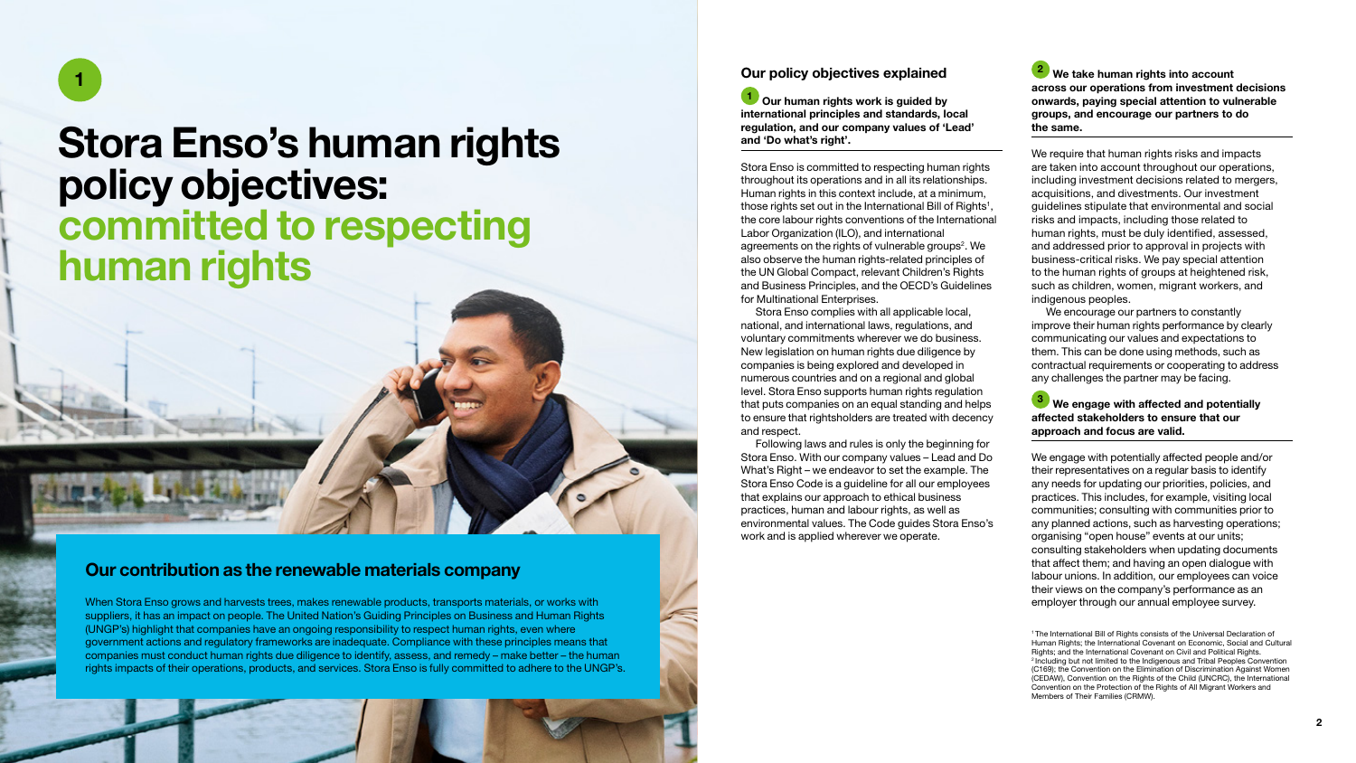1

# Stora Enso's human rights policy objectives: committed to respecting human rights

## Our contribution as the renewable materials company

When Stora Enso grows and harvests trees, makes renewable products, transports materials, or works with suppliers, it has an impact on people. The United Nation's Guiding Principles on Business and Human Rights (UNGP's) highlight that companies have an ongoing responsibility to respect human rights, even where government actions and regulatory frameworks are inadequate. Compliance with these principles means that companies must conduct human rights due diligence to identify, assess, and remedy – make better – the human rights impacts of their operations, products, and services. Stora Enso is fully committed to adhere to the UNGP's.

## Our policy objectives explained

### 1 Our human rights work is guided by international principles and standards, local regulation, and our company values of 'Lead' and 'Do what's right'.

Stora Enso is committed to respecting human rights throughout its operations and in all its relationships. Human rights in this context include, at a minimum, those rights set out in the International Bill of Rights[1], the core labour rights conventions of the International Labor Organization (ILO), and international agreements on the rights of vulnerable groups[2]. We also observe the human rights-related principles of the UN Global Compact, relevant Children's Rights and Business Principles, and the OECD's Guidelines for Multinational Enterprises.

Stora Enso complies with all applicable local, national, and international laws, regulations, and voluntary commitments wherever we do business. New legislation on human rights due diligence by companies is being explored and developed in numerous countries and on a regional and global level. Stora Enso supports human rights regulation that puts companies on an equal standing and helps to ensure that rightsholders are treated with decency and respect.

Following laws and rules is only the beginning for Stora Enso. With our company values – Lead and Do What's Right – we endeavor to set the example. The Stora Enso Code is a guideline for all our employees that explains our approach to ethical business practices, human and labour rights, as well as environmental values. The Code guides Stora Enso's work and is applied wherever we operate.

### 2 We take human rights into account across our operations from investment decisions onwards, paying special attention to vulnerable groups, and encourage our partners to do the same.

We require that human rights risks and impacts are taken into account throughout our operations, including investment decisions related to mergers, acquisitions, and divestments. Our investment guidelines stipulate that environmental and social risks and impacts, including those related to human rights, must be duly identified, assessed, and addressed prior to approval in projects with business-critical risks. We pay special attention to the human rights of groups at heightened risk, such as children, women, migrant workers, and indigenous peoples.

We encourage our partners to constantly improve their human rights performance by clearly communicating our values and expectations to them. This can be done using methods, such as contractual requirements or cooperating to address any challenges the partner may be facing.

### 3 We engage with affected and potentially affected stakeholders to ensure that our approach and focus are valid.

We engage with potentially affected people and/or their representatives on a regular basis to identify any needs for updating our priorities, policies, and practices. This includes, for example, visiting local communities; consulting with communities prior to any planned actions, such as harvesting operations; organising "open house" events at our units; consulting stakeholders when updating documents that affect them; and having an open dialogue with labour unions. In addition, our employees can voice their views on the company's performance as an employer through our annual employee survey.

[1] The International Bill of Rights consists of the Universal Declaration of Human Rights; the International Covenant on Economic, Social and Cultural Rights; and the International Covenant on Civil and Political Rights.
[2] Including but not limited to the Indigenous and Tribal Peoples Convention (C169); the Convention on the Elimination of Discrimination Against Women (CEDAW), Convention on the Rights of the Child (UNCRC), the International Convention on the Protection of the Rights of All Migrant Workers and Members of Their Families (CRMW).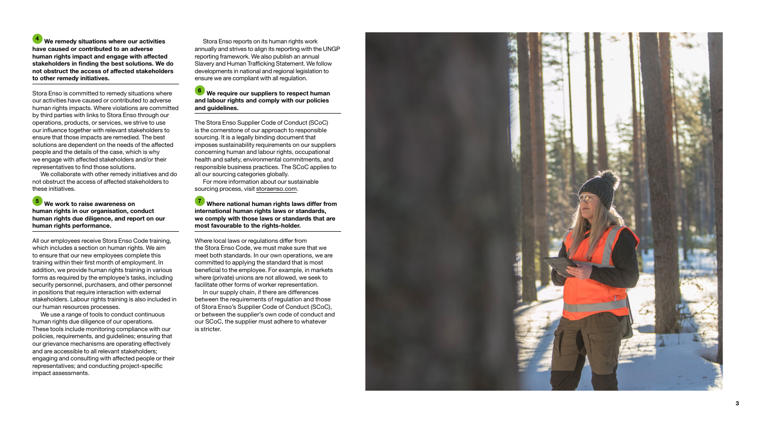### 4 We remedy situations where our activities have caused or contributed to an adverse human rights impact and engage with affected stakeholders in finding the best solutions. We do not obstruct the access of affected stakeholders to other remedy initiatives.

Stora Enso is committed to remedy situations where our activities have caused or contributed to adverse human rights impacts. Where violations are committed by third parties with links to Stora Enso through our operations, products, or services, we strive to use our influence together with relevant stakeholders to ensure that those impacts are remedied. The best solutions are dependent on the needs of the affected people and the details of the case, which is why we engage with affected stakeholders and/or their representatives to find those solutions.

We collaborate with other remedy initiatives and do not obstruct the access of affected stakeholders to these initiatives.

### 5 We work to raise awareness on human rights in our organisation, conduct human rights due diligence, and report on our human rights performance.

All our employees receive Stora Enso Code training, which includes a section on human rights. We aim to ensure that our new employees complete this training within their first month of employment. In addition, we provide human rights training in various forms as required by the employee's tasks, including security personnel, purchasers, and other personnel in positions that require interaction with external stakeholders. Labour rights training is also included in our human resources processes.

We use a range of tools to conduct continuous human rights due diligence of our operations. These tools include monitoring compliance with our policies, requirements, and guidelines; ensuring that our grievance mechanisms are operating effectively and are accessible to all relevant stakeholders; engaging and consulting with affected people or their representatives; and conducting project-specific impact assessments.

Stora Enso reports on its human rights work annually and strives to align its reporting with the UNGP reporting framework. We also publish an annual Slavery and Human Trafficking Statement. We follow developments in national and regional legislation to ensure we are compliant with all regulation.

### 6 We require our suppliers to respect human and labour rights and comply with our policies and guidelines.

The Stora Enso Supplier Code of Conduct (SCoC) is the cornerstone of our approach to responsible sourcing. It is a legally binding document that imposes sustainability requirements on our suppliers concerning human and labour rights, occupational health and safety, environmental commitments, and responsible business practices. The SCoC applies to all our sourcing categories globally.

For more information about our sustainable sourcing process, visit storaenso.com.

### 7 Where national human rights laws differ from international human rights laws or standards, we comply with those laws or standards that are most favourable to the rights-holder.

Where local laws or regulations differ from the Stora Enso Code, we must make sure that we meet both standards. In our own operations, we are committed to applying the standard that is most beneficial to the employee. For example, in markets where (private) unions are not allowed, we seek to facilitate other forms of worker representation.

In our supply chain, if there are differences between the requirements of regulation and those of Stora Enso's Supplier Code of Conduct (SCoC), or between the supplier's own code of conduct and our SCoC, the supplier must adhere to whatever is stricter.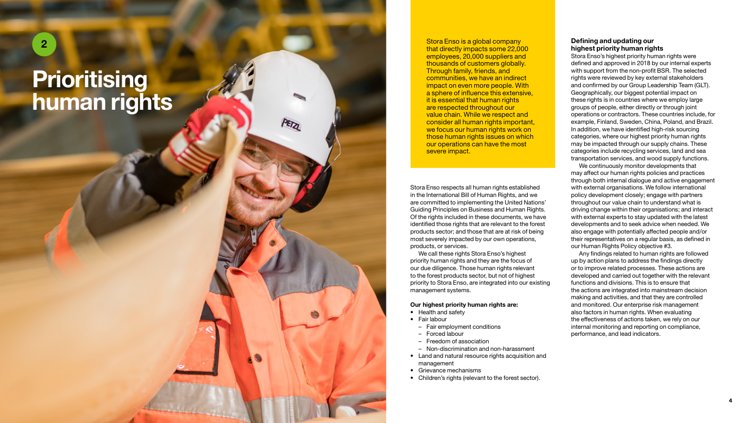# 2 Prioritising human rights

Stora Enso is a global company that directly impacts some 22,000 employees, 20,000 suppliers and thousands of customers globally. Through family, friends, and communities, we have an indirect impact on even more people. With a sphere of influence this extensive, it is essential that human rights are respected throughout our value chain. While we respect and consider all human rights important, we focus our human rights work on those human rights issues on which our operations can have the most severe impact.

Stora Enso respects all human rights established in the International Bill of Human Rights, and we are committed to implementing the United Nations' Guiding Principles on Business and Human Rights. Of the rights included in these documents, we have identified those rights that are relevant to the forest products sector; and those that are at risk of being most severely impacted by our own operations, products, or services.

We call these rights Stora Enso's highest priority human rights and they are the focus of our due diligence. Those human rights relevant to the forest products sector, but not of highest priority to Stora Enso, are integrated into our existing management systems.

**Our highest priority human rights are:**

- Health and safety
- Fair labour
  - Fair employment conditions
  - Forced labour
  - Freedom of association
  - Non-discrimination and non-harassment
- Land and natural resource rights acquisition and management
- Grievance mechanisms
- Children's rights (relevant to the forest sector).

### Defining and updating our highest priority human rights

Stora Enso's highest priority human rights were defined and approved in 2018 by our internal experts with support from the non-profit BSR. The selected rights were reviewed by key external stakeholders and confirmed by our Group Leadership Team (GLT). Geographically, our biggest potential impact on these rights is in countries where we employ large groups of people, either directly or through joint operations or contractors. These countries include, for example, Finland, Sweden, China, Poland, and Brazil. In addition, we have identified high-risk sourcing categories, where our highest priority human rights may be impacted through our supply chains. These categories include recycling services, land and sea transportation services, and wood supply functions.

We continuously monitor developments that may affect our human rights policies and practices through both internal dialogue and active engagement with external organisations. We follow international policy development closely; engage with partners throughout our value chain to understand what is driving change within their organisations; and interact with external experts to stay updated with the latest developments and to seek advice when needed. We also engage with potentially affected people and/or their representatives on a regular basis, as defined in our Human Rights Policy objective #3.

Any findings related to human rights are followed up by action plans to address the findings directly or to improve related processes. These actions are developed and carried out together with the relevant functions and divisions. This is to ensure that the actions are integrated into mainstream decision making and activities, and that they are controlled and monitored. Our enterprise risk management also factors in human rights. When evaluating the effectiveness of actions taken, we rely on our internal monitoring and reporting on compliance, performance, and lead indicators.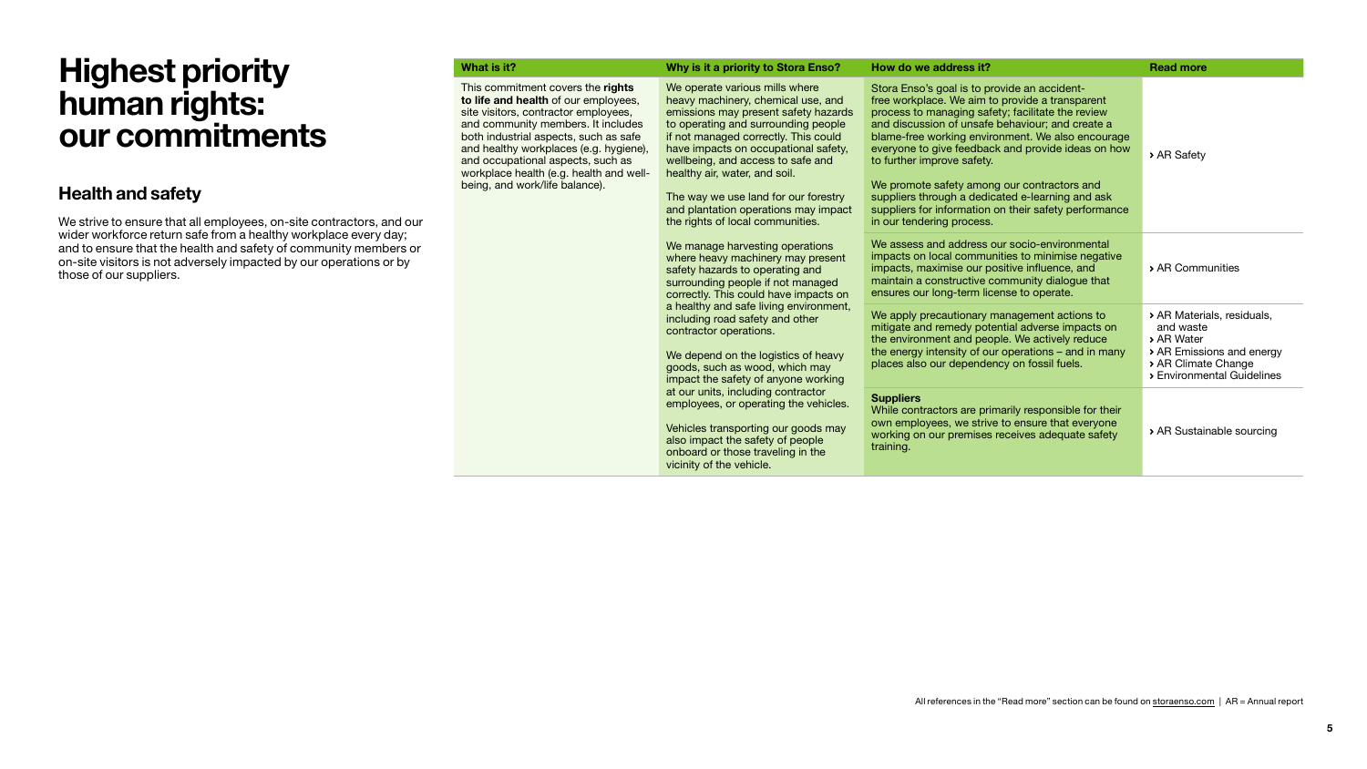# Highest priority human rights: our commitments

## Health and safety

We strive to ensure that all employees, on-site contractors, and our wider workforce return safe from a healthy workplace every day; and to ensure that the health and safety of community members or on-site visitors is not adversely impacted by our operations or by those of our suppliers.

| What is it? | Why is it a priority to Stora Enso? | How do we address it? | Read more |
|---|---|---|---|
| This commitment covers the **rights to life and health** of our employees, site visitors, contractor employees, and community members. It includes both industrial aspects, such as safe and healthy workplaces (e.g. hygiene), and occupational aspects, such as workplace health (e.g. health and well-being, and work/life balance). | We operate various mills where heavy machinery, chemical use, and emissions may present safety hazards to operating and surrounding people if not managed correctly. This could have impacts on occupational safety, wellbeing, and access to safe and healthy air, water, and soil.<br><br>The way we use land for our forestry and plantation operations may impact the rights of local communities. | Stora Enso's goal is to provide an accident-free workplace. We aim to provide a transparent process to managing safety; facilitate the review and discussion of unsafe behaviour; and create a blame-free working environment. We also encourage everyone to give feedback and provide ideas on how to further improve safety.<br><br>We promote safety among our contractors and suppliers through a dedicated e-learning and ask suppliers for information on their safety performance in our tendering process. | › AR Safety |
| | We manage harvesting operations where heavy machinery may present safety hazards to operating and surrounding people if not managed correctly. This could have impacts on a healthy and safe living environment, including road safety and other contractor operations.<br><br>We depend on the logistics of heavy goods, such as wood, which may impact the safety of anyone working at our units, including contractor employees, or operating the vehicles.<br><br>Vehicles transporting our goods may also impact the safety of people onboard or those traveling in the vicinity of the vehicle. | We assess and address our socio-environmental impacts on local communities to minimise negative impacts, maximise our positive influence, and maintain a constructive community dialogue that ensures our long-term license to operate. | › AR Communities |
| | | We apply precautionary management actions to mitigate and remedy potential adverse impacts on the environment and people. We actively reduce the energy intensity of our operations – and in many places also our dependency on fossil fuels. | › AR Materials, residuals, and waste<br>› AR Water<br>› AR Emissions and energy<br>› AR Climate Change<br>› Environmental Guidelines |
| | | **Suppliers**<br>While contractors are primarily responsible for their own employees, we strive to ensure that everyone working on our premises receives adequate safety training. | › AR Sustainable sourcing |

All references in the "Read more" section can be found on storaenso.com | AR = Annual report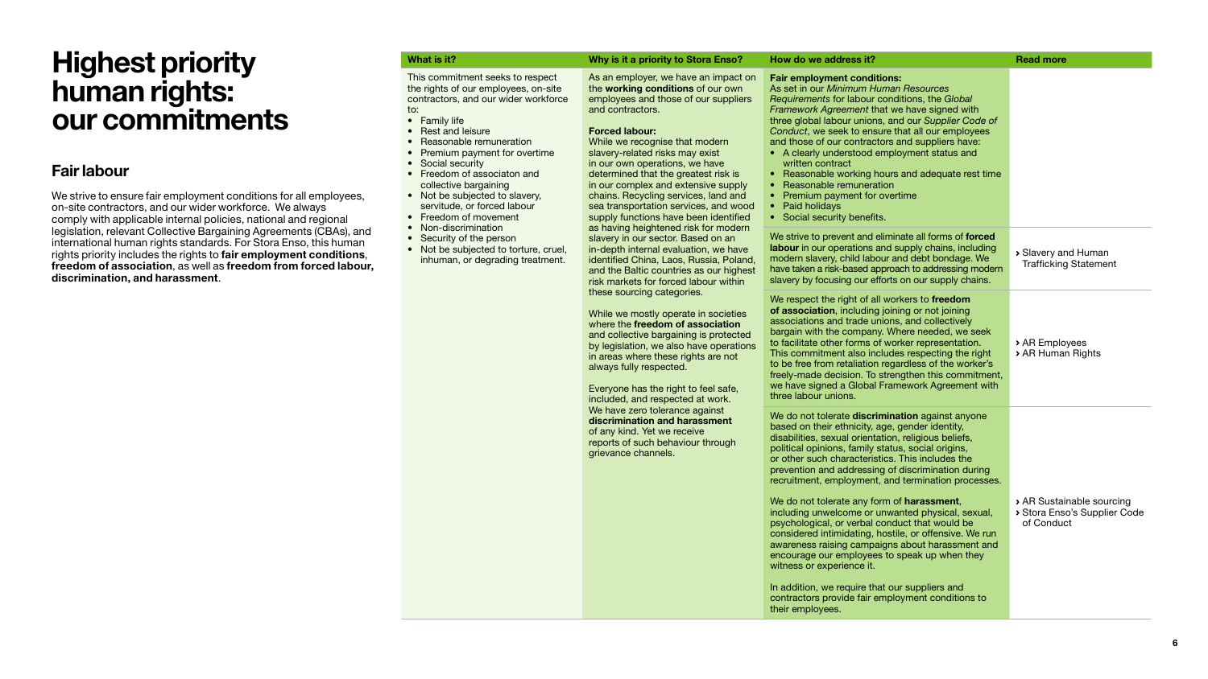# Highest priority human rights: our commitments

## Fair labour

We strive to ensure fair employment conditions for all employees, on-site contractors, and our wider workforce. We always comply with applicable internal policies, national and regional legislation, relevant Collective Bargaining Agreements (CBAs), and international human rights standards. For Stora Enso, this human rights priority includes the rights to **fair employment conditions**, **freedom of association**, as well as **freedom from forced labour, discrimination, and harassment**.

| What is it? | Why is it a priority to Stora Enso? | How do we address it? | Read more |
|---|---|---|---|
| This commitment seeks to respect the rights of our employees, on-site contractors, and our wider workforce to:<br>• Family life<br>• Rest and leisure<br>• Reasonable remuneration<br>• Premium payment for overtime<br>• Social security<br>• Freedom of associaton and collective bargaining<br>• Not be subjected to slavery, servitude, or forced labour<br>• Freedom of movement<br>• Non-discrimination<br>• Security of the person<br>• Not be subjected to torture, cruel, inhuman, or degrading treatment. | As an employer, we have an impact on the **working conditions** of our own employees and those of our suppliers and contractors.<br><br>**Forced labour:**<br>While we recognise that modern slavery-related risks may exist in our own operations, we have determined that the greatest risk is in our complex and extensive supply chains. Recycling services, land and sea transportation services, and wood supply functions have been identified as having heightened risk for modern slavery in our sector. Based on an in-depth internal evaluation, we have identified China, Laos, Russia, Poland, and the Baltic countries as our highest risk markets for forced labour within these sourcing categories.<br><br>While we mostly operate in societies where the **freedom of association** and collective bargaining is protected by legislation, we also have operations in areas where these rights are not always fully respected.<br><br>Everyone has the right to feel safe, included, and respected at work. We have zero tolerance against **discrimination and harassment** of any kind. Yet we receive reports of such behaviour through grievance channels. | **Fair employment conditions:**<br>As set in our *Minimum Human Resources Requirements* for labour conditions, the *Global Framework Agreement* that we have signed with three global labour unions, and our *Supplier Code of Conduct*, we seek to ensure that all our employees and those of our contractors and suppliers have:<br>• A clearly understood employment status and written contract<br>• Reasonable working hours and adequate rest time<br>• Reasonable remuneration<br>• Premium payment for overtime<br>• Paid holidays<br>• Social security benefits. | |
| | | We strive to prevent and eliminate all forms of **forced labour** in our operations and supply chains, including modern slavery, child labour and debt bondage. We have taken a risk-based approach to addressing modern slavery by focusing our efforts on our supply chains. | › Slavery and Human Trafficking Statement |
| | | We respect the right of all workers to **freedom of association**, including joining or not joining associations and trade unions, and collectively bargain with the company. Where needed, we seek to facilitate other forms of worker representation. This commitment also includes respecting the right to be free from retaliation regardless of the worker's freely-made decision. To strengthen this commitment, we have signed a Global Framework Agreement with three labour unions. | › AR Employees<br>› AR Human Rights |
| | | We do not tolerate **discrimination** against anyone based on their ethnicity, age, gender identity, disabilities, sexual orientation, religious beliefs, political opinions, family status, social origins, or other such characteristics. This includes the prevention and addressing of discrimination during recruitment, employment, and termination processes.<br><br>We do not tolerate any form of **harassment**, including unwelcome or unwanted physical, sexual, psychological, or verbal conduct that would be considered intimidating, hostile, or offensive. We run awareness raising campaigns about harassment and encourage our employees to speak up when they witness or experience it.<br><br>In addition, we require that our suppliers and contractors provide fair employment conditions to their employees. | › AR Sustainable sourcing<br>› Stora Enso's Supplier Code of Conduct |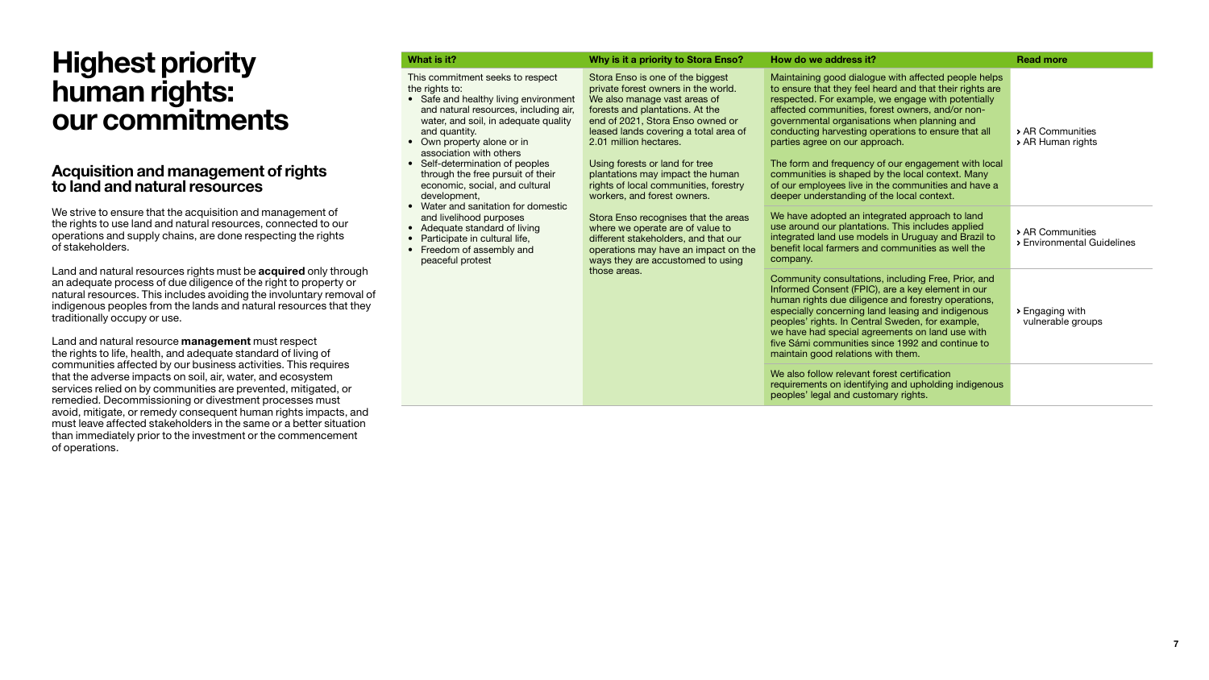# Highest priority human rights: our commitments

## Acquisition and management of rights to land and natural resources

We strive to ensure that the acquisition and management of the rights to use land and natural resources, connected to our operations and supply chains, are done respecting the rights of stakeholders.

Land and natural resources rights must be **acquired** only through an adequate process of due diligence of the right to property or natural resources. This includes avoiding the involuntary removal of indigenous peoples from the lands and natural resources that they traditionally occupy or use.

Land and natural resource **management** must respect the rights to life, health, and adequate standard of living of communities affected by our business activities. This requires that the adverse impacts on soil, air, water, and ecosystem services relied on by communities are prevented, mitigated, or remedied. Decommissioning or divestment processes must avoid, mitigate, or remedy consequent human rights impacts, and must leave affected stakeholders in the same or a better situation than immediately prior to the investment or the commencement of operations.

| What is it? | Why is it a priority to Stora Enso? | How do we address it? | Read more |
|---|---|---|---|
| This commitment seeks to respect the rights to:<br>• Safe and healthy living environment and natural resources, including air, water, and soil, in adequate quality and quantity.<br>• Own property alone or in association with others<br>• Self-determination of peoples through the free pursuit of their economic, social, and cultural development,<br>• Water and sanitation for domestic and livelihood purposes<br>• Adequate standard of living<br>• Participate in cultural life,<br>• Freedom of assembly and peaceful protest | Stora Enso is one of the biggest private forest owners in the world. We also manage vast areas of forests and plantations. At the end of 2021, Stora Enso owned or leased lands covering a total area of 2.01 million hectares.<br><br>Using forests or land for tree plantations may impact the human rights of local communities, forestry workers, and forest owners.<br><br>Stora Enso recognises that the areas where we operate are of value to different stakeholders, and that our operations may have an impact on the ways they are accustomed to using those areas. | Maintaining good dialogue with affected people helps to ensure that they feel heard and that their rights are respected. For example, we engage with potentially affected communities, forest owners, and/or non-governmental organisations when planning and conducting harvesting operations to ensure that all parties agree on our approach.<br><br>The form and frequency of our engagement with local communities is shaped by the local context. Many of our employees live in the communities and have a deeper understanding of the local context. | › AR Communities<br>› AR Human rights |
| | | We have adopted an integrated approach to land use around our plantations. This includes applied integrated land use models in Uruguay and Brazil to benefit local farmers and communities as well the company. | › AR Communities<br>› Environmental Guidelines |
| | | Community consultations, including Free, Prior, and Informed Consent (FPIC), are a key element in our human rights due diligence and forestry operations, especially concerning land leasing and indigenous peoples' rights. In Central Sweden, for example, we have had special agreements on land use with five Sámi communities since 1992 and continue to maintain good relations with them. | › Engaging with vulnerable groups |
| | | We also follow relevant forest certification requirements on identifying and upholding indigenous peoples' legal and customary rights. | |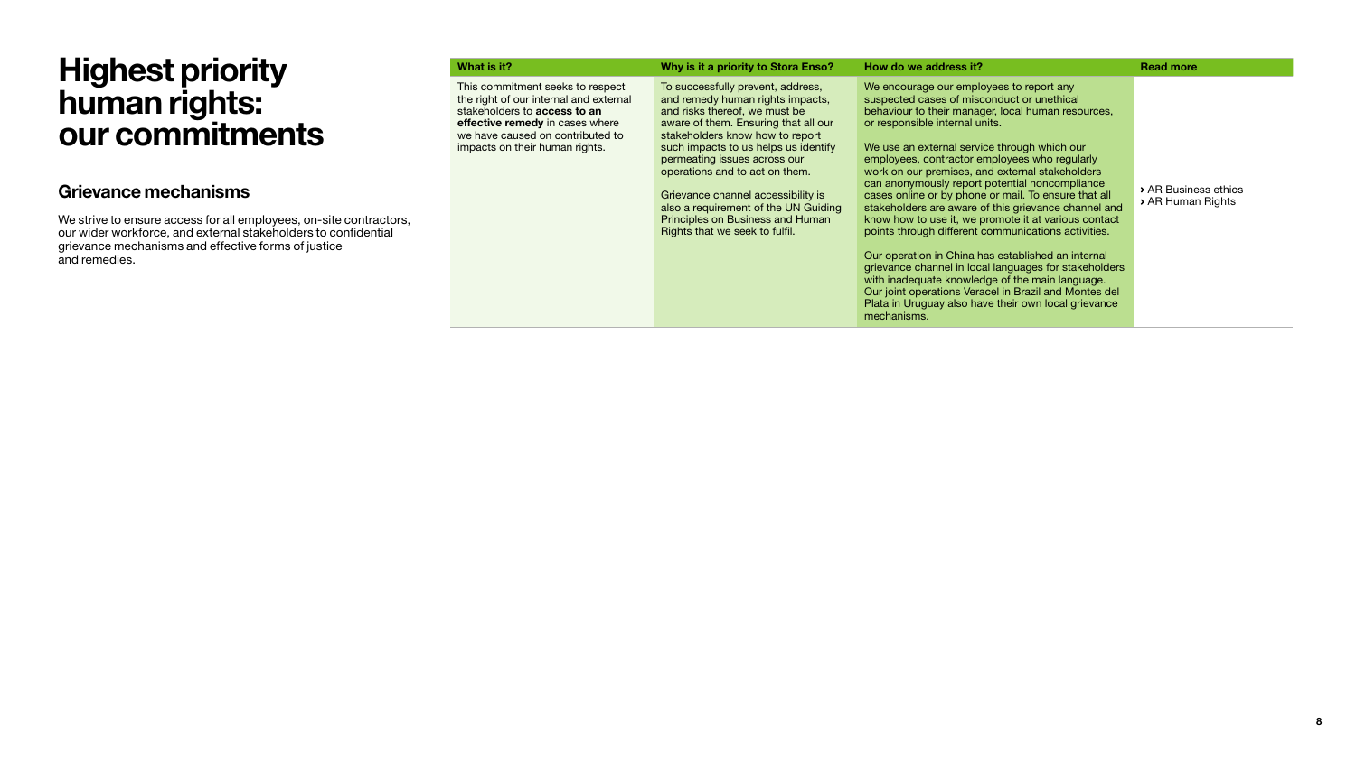# Highest priority human rights: our commitments

## Grievance mechanisms

We strive to ensure access for all employees, on-site contractors, our wider workforce, and external stakeholders to confidential grievance mechanisms and effective forms of justice and remedies.

| What is it? | Why is it a priority to Stora Enso? | How do we address it? | Read more |
|---|---|---|---|
| This commitment seeks to respect the right of our internal and external stakeholders to **access to an effective remedy** in cases where we have caused on contributed to impacts on their human rights. | To successfully prevent, address, and remedy human rights impacts, and risks thereof, we must be aware of them. Ensuring that all our stakeholders know how to report such impacts to us helps us identify permeating issues across our operations and to act on them.<br><br>Grievance channel accessibility is also a requirement of the UN Guiding Principles on Business and Human Rights that we seek to fulfil. | We encourage our employees to report any suspected cases of misconduct or unethical behaviour to their manager, local human resources, or responsible internal units.<br><br>We use an external service through which our employees, contractor employees who regularly work on our premises, and external stakeholders can anonymously report potential noncompliance cases online or by phone or mail. To ensure that all stakeholders are aware of this grievance channel and know how to use it, we promote it at various contact points through different communications activities.<br><br>Our operation in China has established an internal grievance channel in local languages for stakeholders with inadequate knowledge of the main language. Our joint operations Veracel in Brazil and Montes del Plata in Uruguay also have their own local grievance mechanisms. | › AR Business ethics<br>› AR Human Rights |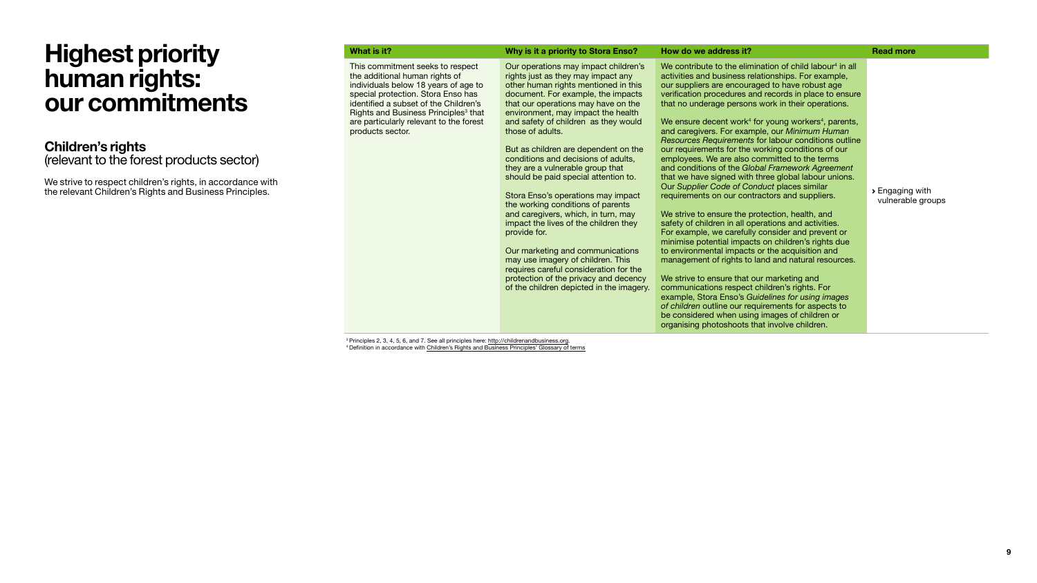# Highest priority human rights: our commitments

## Children's rights

(relevant to the forest products sector)

We strive to respect children's rights, in accordance with the relevant Children's Rights and Business Principles.

| What is it? | Why is it a priority to Stora Enso? | How do we address it? | Read more |
|---|---|---|---|
| This commitment seeks to respect the additional human rights of individuals below 18 years of age to special protection. Stora Enso has identified a subset of the Children's Rights and Business Principles[3] that are particularly relevant to the forest products sector. | Our operations may impact children's rights just as they may impact any other human rights mentioned in this document. For example, the impacts that our operations may have on the environment, may impact the health and safety of children as they would those of adults.<br><br>But as children are dependent on the conditions and decisions of adults, they are a vulnerable group that should be paid special attention to.<br><br>Stora Enso's operations may impact the working conditions of parents and caregivers, which, in turn, may impact the lives of the children they provide for.<br><br>Our marketing and communications may use imagery of children. This requires careful consideration for the protection of the privacy and decency of the children depicted in the imagery. | We contribute to the elimination of child labour[4] in all activities and business relationships. For example, our suppliers are encouraged to have robust age verification procedures and records in place to ensure that no underage persons work in their operations.<br><br>We ensure decent work[4] for young workers[4], parents, and caregivers. For example, our *Minimum Human Resources Requirements* for labour conditions outline our requirements for the working conditions of our employees. We are also committed to the terms and conditions of the *Global Framework Agreement* that we have signed with three global labour unions. Our *Supplier Code of Conduct* places similar requirements on our contractors and suppliers.<br><br>We strive to ensure the protection, health, and safety of children in all operations and activities. For example, we carefully consider and prevent or minimise potential impacts on children's rights due to environmental impacts or the acquisition and management of rights to land and natural resources.<br><br>We strive to ensure that our marketing and communications respect children's rights. For example, Stora Enso's *Guidelines for using images of children* outline our requirements for aspects to be considered when using images of children or organising photoshoots that involve children. | › Engaging with vulnerable groups |

[3] Principles 2, 3, 4, 5, 6, and 7. See all principles here: http://childrenandbusiness.org.
[4] Definition in accordance with Children's Rights and Business Principles' Glossary of terms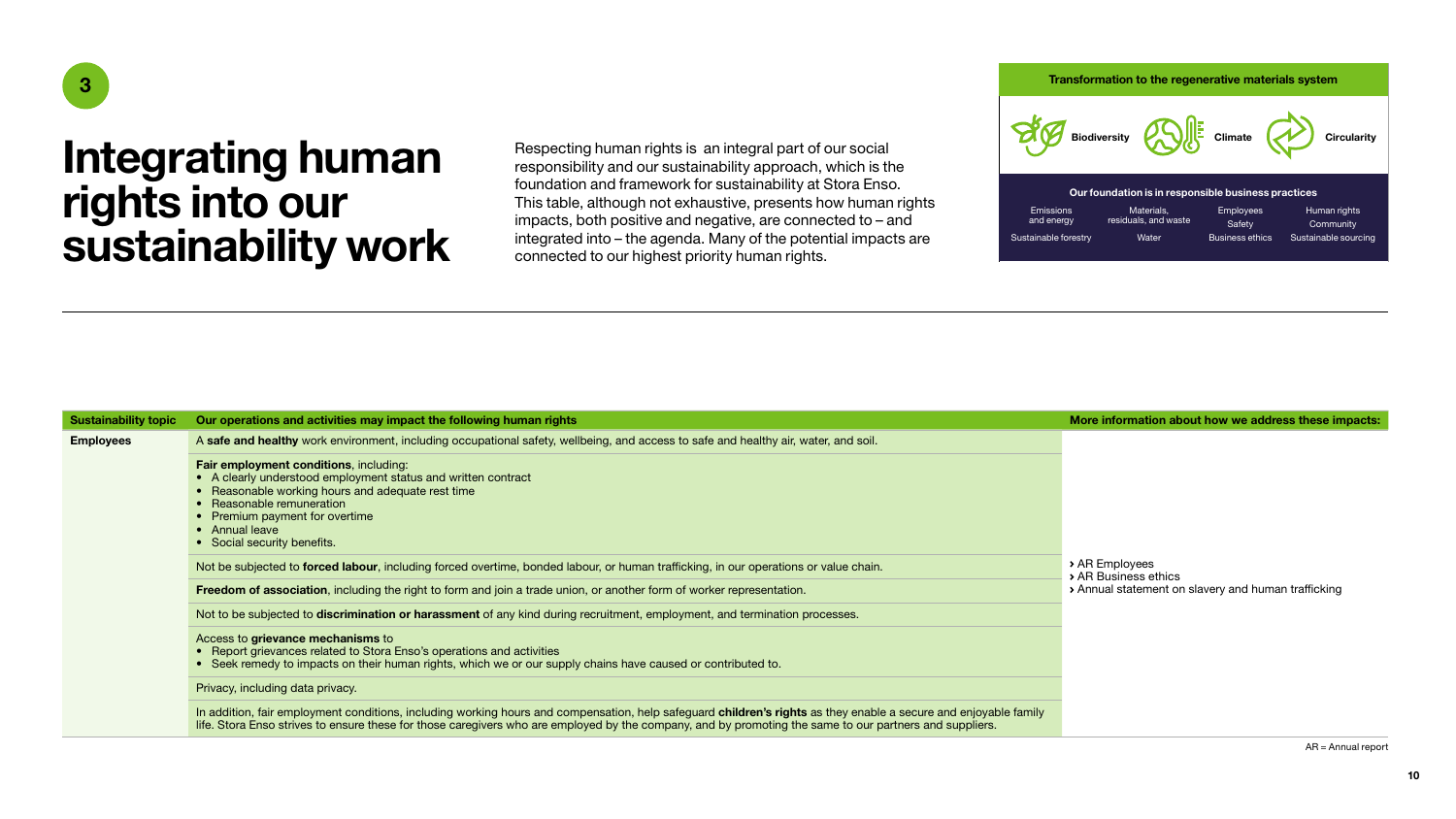3

# Integrating human rights into our sustainability work

Respecting human rights is an integral part of our social responsibility and our sustainability approach, which is the foundation and framework for sustainability at Stora Enso. This table, although not exhaustive, presents how human rights impacts, both positive and negative, are connected to – and integrated into – the agenda. Many of the potential impacts are connected to our highest priority human rights.

**Transformation to the regenerative materials system**

Biodiversity | Climate | Circularity

**Our foundation is in responsible business practices**

| | | | |
|---|---|---|---|
| Emissions and energy | Materials, residuals, and waste | Employees | Human rights |
| | | Safety | Community |
| Sustainable forestry | Water | Business ethics | Sustainable sourcing |

| Sustainability topic | Our operations and activities may impact the following human rights | More information about how we address these impacts: |
|---|---|---|
| **Employees** | A **safe and healthy** work environment, including occupational safety, wellbeing, and access to safe and healthy air, water, and soil. | › AR Employees<br>› AR Business ethics<br>› Annual statement on slavery and human trafficking |
| | **Fair employment conditions**, including:<br>• A clearly understood employment status and written contract<br>• Reasonable working hours and adequate rest time<br>• Reasonable remuneration<br>• Premium payment for overtime<br>• Annual leave<br>• Social security benefits. | |
| | Not be subjected to **forced labour**, including forced overtime, bonded labour, or human trafficking, in our operations or value chain. | |
| | **Freedom of association**, including the right to form and join a trade union, or another form of worker representation. | |
| | Not to be subjected to **discrimination or harassment** of any kind during recruitment, employment, and termination processes. | |
| | Access to **grievance mechanisms** to<br>• Report grievances related to Stora Enso's operations and activities<br>• Seek remedy to impacts on their human rights, which we or our supply chains have caused or contributed to. | |
| | Privacy, including data privacy. | |
| | In addition, fair employment conditions, including working hours and compensation, help safeguard **children's rights** as they enable a secure and enjoyable family life. Stora Enso strives to ensure these for those caregivers who are employed by the company, and by promoting the same to our partners and suppliers. | |

AR = Annual report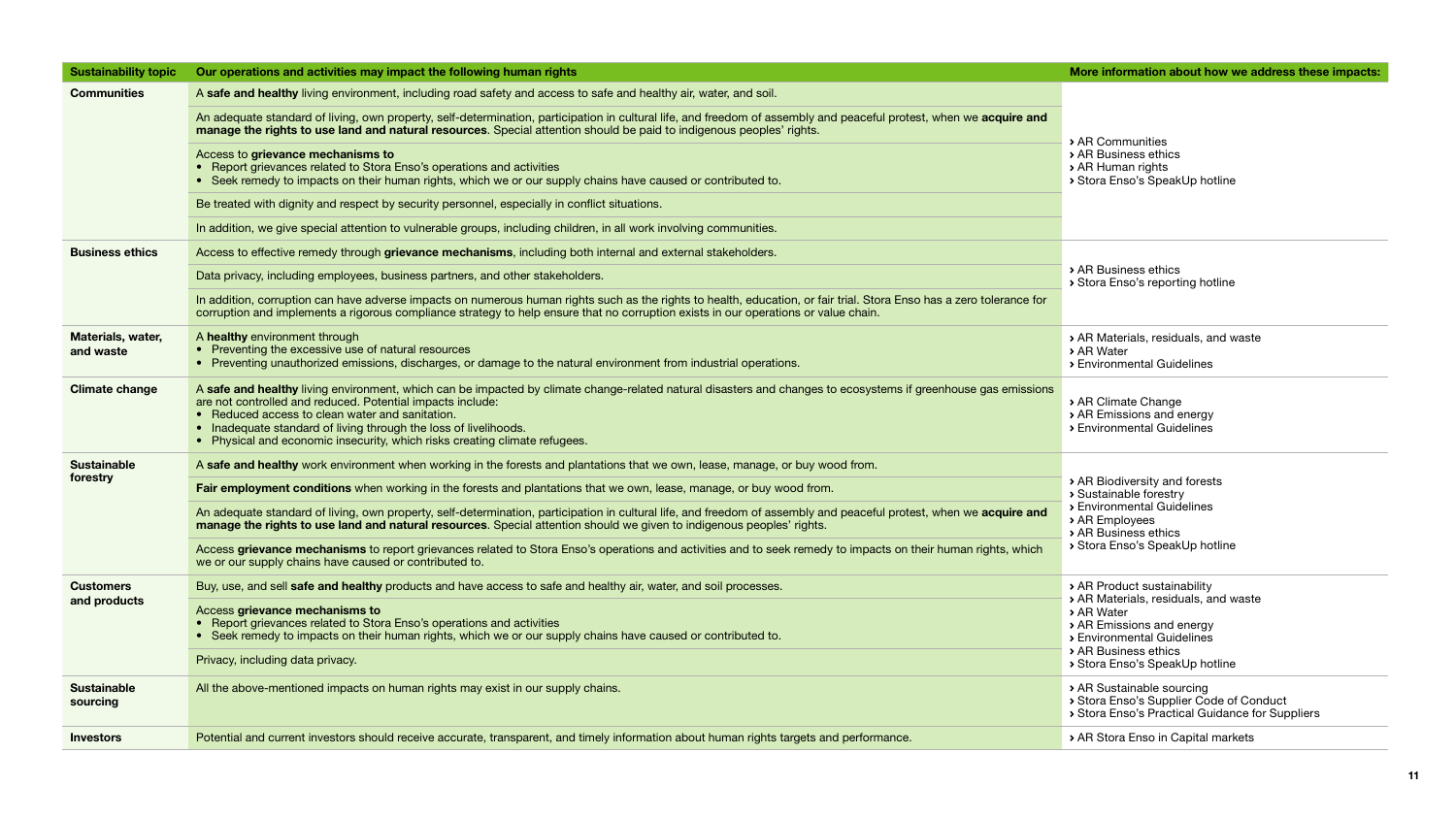| Sustainability topic | Our operations and activities may impact the following human rights | More information about how we address these impacts: |
|---|---|---|
| **Communities** | A **safe and healthy** living environment, including road safety and access to safe and healthy air, water, and soil. | › AR Communities<br>› AR Business ethics<br>› AR Human rights<br>› Stora Enso's SpeakUp hotline |
| | An adequate standard of living, own property, self-determination, participation in cultural life, and freedom of assembly and peaceful protest, when we **acquire and manage the rights to use land and natural resources**. Special attention should be paid to indigenous peoples' rights. | |
| | Access to **grievance mechanisms to**<br>• Report grievances related to Stora Enso's operations and activities<br>• Seek remedy to impacts on their human rights, which we or our supply chains have caused or contributed to. | |
| | Be treated with dignity and respect by security personnel, especially in conflict situations. | |
| | In addition, we give special attention to vulnerable groups, including children, in all work involving communities. | |
| **Business ethics** | Access to effective remedy through **grievance mechanisms**, including both internal and external stakeholders. | › AR Business ethics<br>› Stora Enso's reporting hotline |
| | Data privacy, including employees, business partners, and other stakeholders. | |
| | In addition, corruption can have adverse impacts on numerous human rights such as the rights to health, education, or fair trial. Stora Enso has a zero tolerance for corruption and implements a rigorous compliance strategy to help ensure that no corruption exists in our operations or value chain. | |
| **Materials, water, and waste** | A **healthy** environment through<br>• Preventing the excessive use of natural resources<br>• Preventing unauthorized emissions, discharges, or damage to the natural environment from industrial operations. | › AR Materials, residuals, and waste<br>› AR Water<br>› Environmental Guidelines |
| **Climate change** | A **safe and healthy** living environment, which can be impacted by climate change-related natural disasters and changes to ecosystems if greenhouse gas emissions are not controlled and reduced. Potential impacts include:<br>• Reduced access to clean water and sanitation.<br>• Inadequate standard of living through the loss of livelihoods.<br>• Physical and economic insecurity, which risks creating climate refugees. | › AR Climate Change<br>› AR Emissions and energy<br>› Environmental Guidelines |
| **Sustainable forestry** | A **safe and healthy** work environment when working in the forests and plantations that we own, lease, manage, or buy wood from. | › AR Biodiversity and forests<br>› Sustainable forestry<br>› Environmental Guidelines<br>› AR Employees<br>› AR Business ethics<br>› Stora Enso's SpeakUp hotline |
| | **Fair employment conditions** when working in the forests and plantations that we own, lease, manage, or buy wood from. | |
| | An adequate standard of living, own property, self-determination, participation in cultural life, and freedom of assembly and peaceful protest, when we **acquire and manage the rights to use land and natural resources**. Special attention should we given to indigenous peoples' rights. | |
| | Access **grievance mechanisms** to report grievances related to Stora Enso's operations and activities and to seek remedy to impacts on their human rights, which we or our supply chains have caused or contributed to. | |
| **Customers and products** | Buy, use, and sell **safe and healthy** products and have access to safe and healthy air, water, and soil processes. | › AR Product sustainability<br>› AR Materials, residuals, and waste<br>› AR Water<br>› AR Emissions and energy<br>› Environmental Guidelines<br>› AR Business ethics<br>› Stora Enso's SpeakUp hotline |
| | Access **grievance mechanisms to**<br>• Report grievances related to Stora Enso's operations and activities<br>• Seek remedy to impacts on their human rights, which we or our supply chains have caused or contributed to. | |
| | Privacy, including data privacy. | |
| **Sustainable sourcing** | All the above-mentioned impacts on human rights may exist in our supply chains. | › AR Sustainable sourcing<br>› Stora Enso's Supplier Code of Conduct<br>› Stora Enso's Practical Guidance for Suppliers |
| **Investors** | Potential and current investors should receive accurate, transparent, and timely information about human rights targets and performance. | › AR Stora Enso in Capital markets |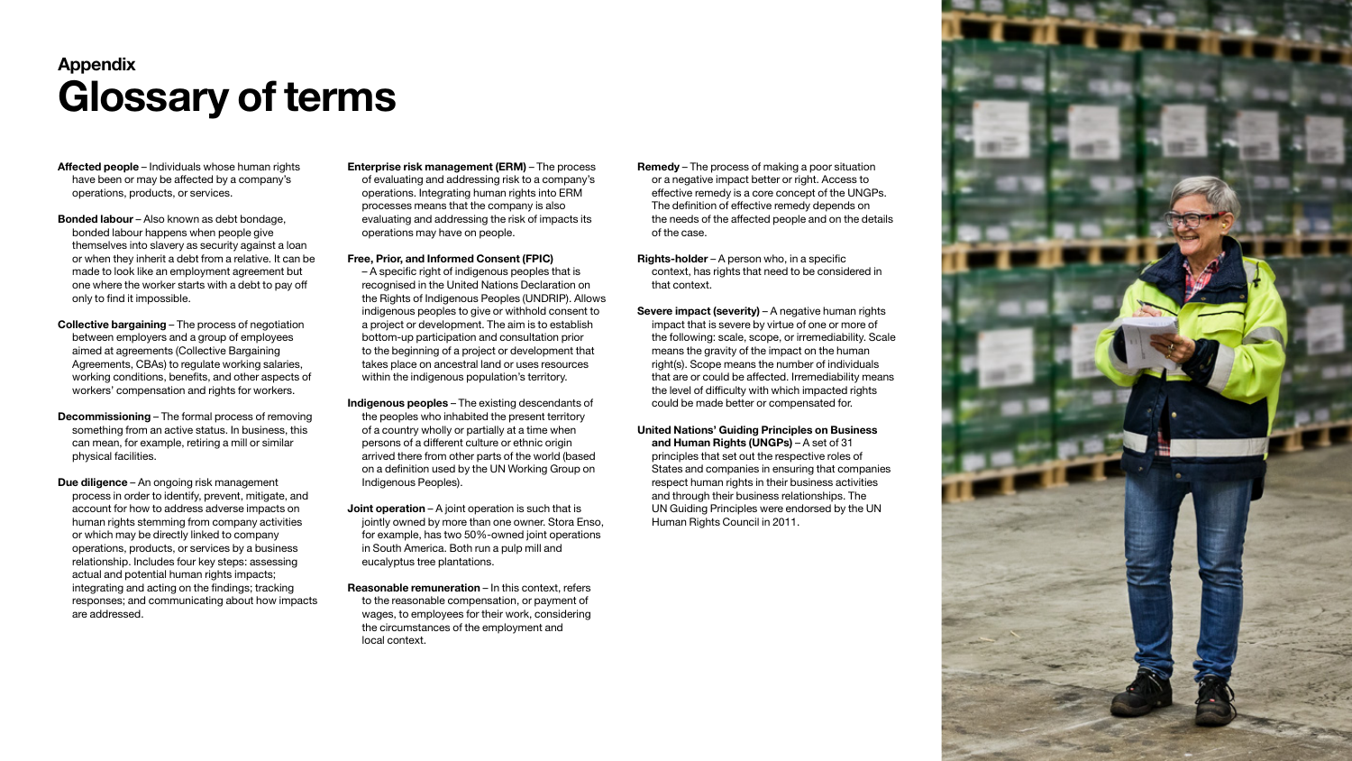Appendix

# Glossary of terms

**Affected people** – Individuals whose human rights have been or may be affected by a company's operations, products, or services.

**Bonded labour** – Also known as debt bondage, bonded labour happens when people give themselves into slavery as security against a loan or when they inherit a debt from a relative. It can be made to look like an employment agreement but one where the worker starts with a debt to pay off only to find it impossible.

**Collective bargaining** – The process of negotiation between employers and a group of employees aimed at agreements (Collective Bargaining Agreements, CBAs) to regulate working salaries, working conditions, benefits, and other aspects of workers' compensation and rights for workers.

**Decommissioning** – The formal process of removing something from an active status. In business, this can mean, for example, retiring a mill or similar physical facilities.

**Due diligence** – An ongoing risk management process in order to identify, prevent, mitigate, and account for how to address adverse impacts on human rights stemming from company activities or which may be directly linked to company operations, products, or services by a business relationship. Includes four key steps: assessing actual and potential human rights impacts; integrating and acting on the findings; tracking responses; and communicating about how impacts are addressed.

**Enterprise risk management (ERM)** – The process of evaluating and addressing risk to a company's operations. Integrating human rights into ERM processes means that the company is also evaluating and addressing the risk of impacts its operations may have on people.

**Free, Prior, and Informed Consent (FPIC)** – A specific right of indigenous peoples that is recognised in the United Nations Declaration on the Rights of Indigenous Peoples (UNDRIP). Allows indigenous peoples to give or withhold consent to a project or development. The aim is to establish bottom-up participation and consultation prior to the beginning of a project or development that takes place on ancestral land or uses resources within the indigenous population's territory.

**Indigenous peoples** – The existing descendants of the peoples who inhabited the present territory of a country wholly or partially at a time when persons of a different culture or ethnic origin arrived there from other parts of the world (based on a definition used by the UN Working Group on Indigenous Peoples).

**Joint operation** – A joint operation is such that is jointly owned by more than one owner. Stora Enso, for example, has two 50%-owned joint operations in South America. Both run a pulp mill and eucalyptus tree plantations.

**Reasonable remuneration** – In this context, refers to the reasonable compensation, or payment of wages, to employees for their work, considering the circumstances of the employment and local context.

**Remedy** – The process of making a poor situation or a negative impact better or right. Access to effective remedy is a core concept of the UNGPs. The definition of effective remedy depends on the needs of the affected people and on the details of the case.

**Rights-holder** – A person who, in a specific context, has rights that need to be considered in that context.

**Severe impact (severity)** – A negative human rights impact that is severe by virtue of one or more of the following: scale, scope, or irremediability. Scale means the gravity of the impact on the human right(s). Scope means the number of individuals that are or could be affected. Irremediability means the level of difficulty with which impacted rights could be made better or compensated for.

**United Nations' Guiding Principles on Business and Human Rights (UNGPs)** – A set of 31 principles that set out the respective roles of States and companies in ensuring that companies respect human rights in their business activities and through their business relationships. The UN Guiding Principles were endorsed by the UN Human Rights Council in 2011.